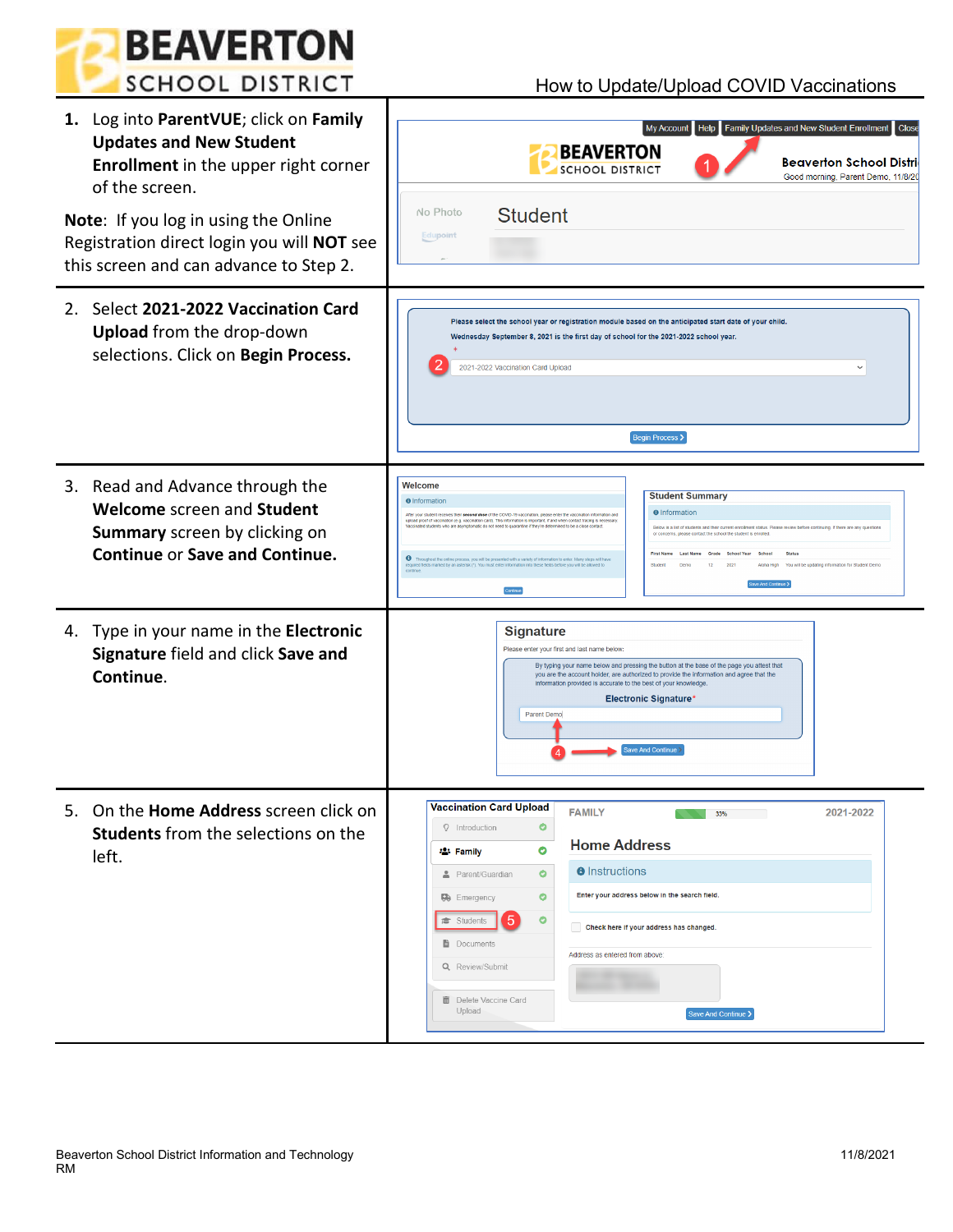# How to Update/Upload COVID Vaccinations

1. Log into **ParentVUE**; click on **Family Updates and New Student Enrollment** in the upper right corner of the screen.

   **Note**: If you log in using the Online Registration direct login you will **NOT** see this screen and can advance to Step 2.

2. Select **2021-2022 Vaccination Card Upload** from the drop-down selections. Click on **Begin Process.**

3. Read and Advance through the **Welcome** screen and **Student Summary** screen by clicking on **Continue** or **Save and Continue.**

4. Type in your name in the **Electronic Signature** field and click **Save and Continue**.

5. On the **Home Address** screen click on **Students** from the selections on the left.

Beaverton School District Information and Technology
RM

11/8/2021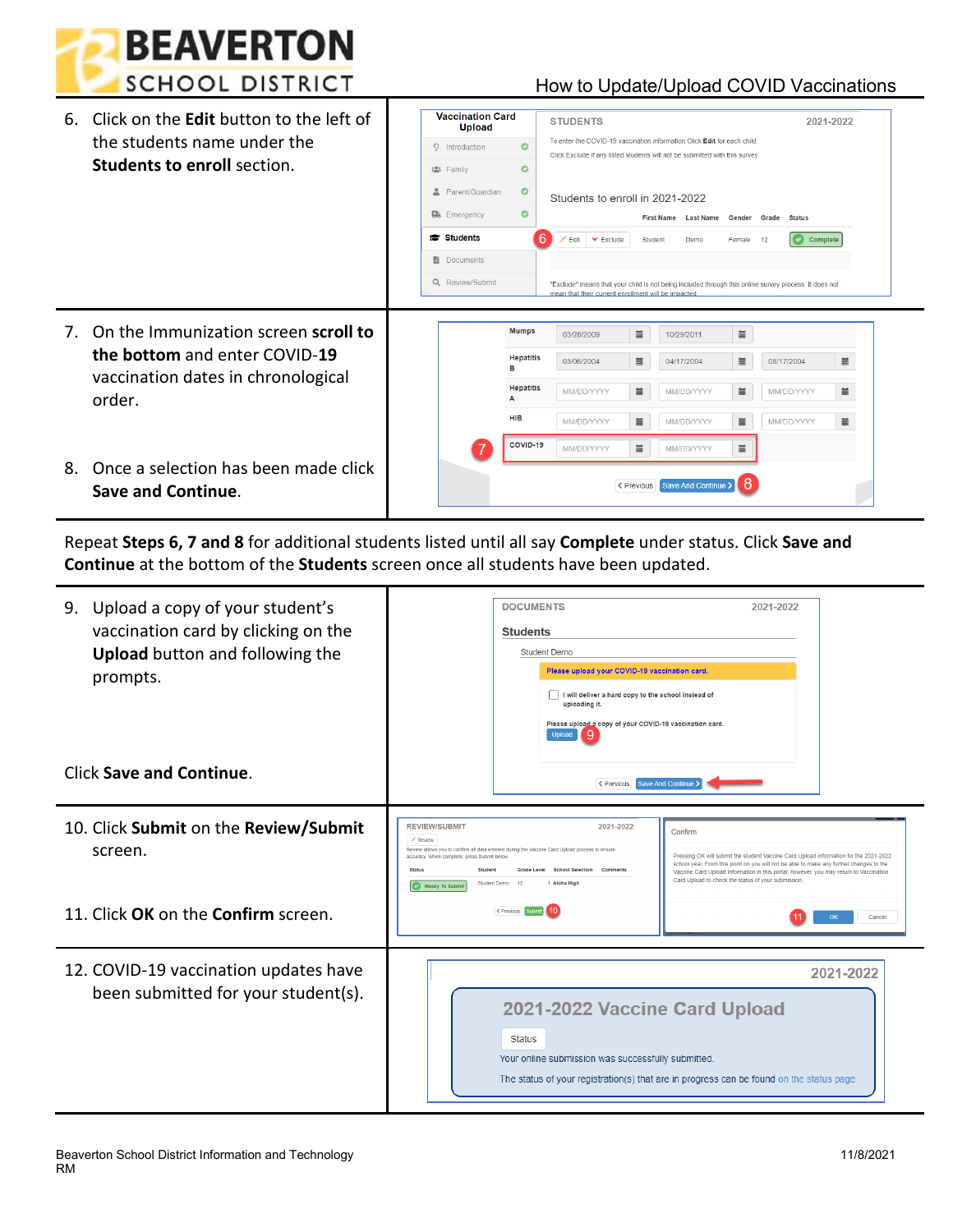6. Click on the **Edit** button to the left of the students name under the **Students to enroll** section.

7. On the Immunization screen **scroll to the bottom** and enter **COVID-19** vaccination dates in chronological order.

8. Once a selection has been made click **Save and Continue**.

Repeat **Steps 6, 7 and 8** for additional students listed until all say **Complete** under status. Click **Save and Continue** at the bottom of the **Students** screen once all students have been updated.

9. Upload a copy of your student's vaccination card by clicking on the **Upload** button and following the prompts.

Click **Save and Continue**.

10. Click **Submit** on the **Review/Submit** screen.

11. Click **OK** on the **Confirm** screen.

12. COVID-19 vaccination updates have been submitted for your student(s).